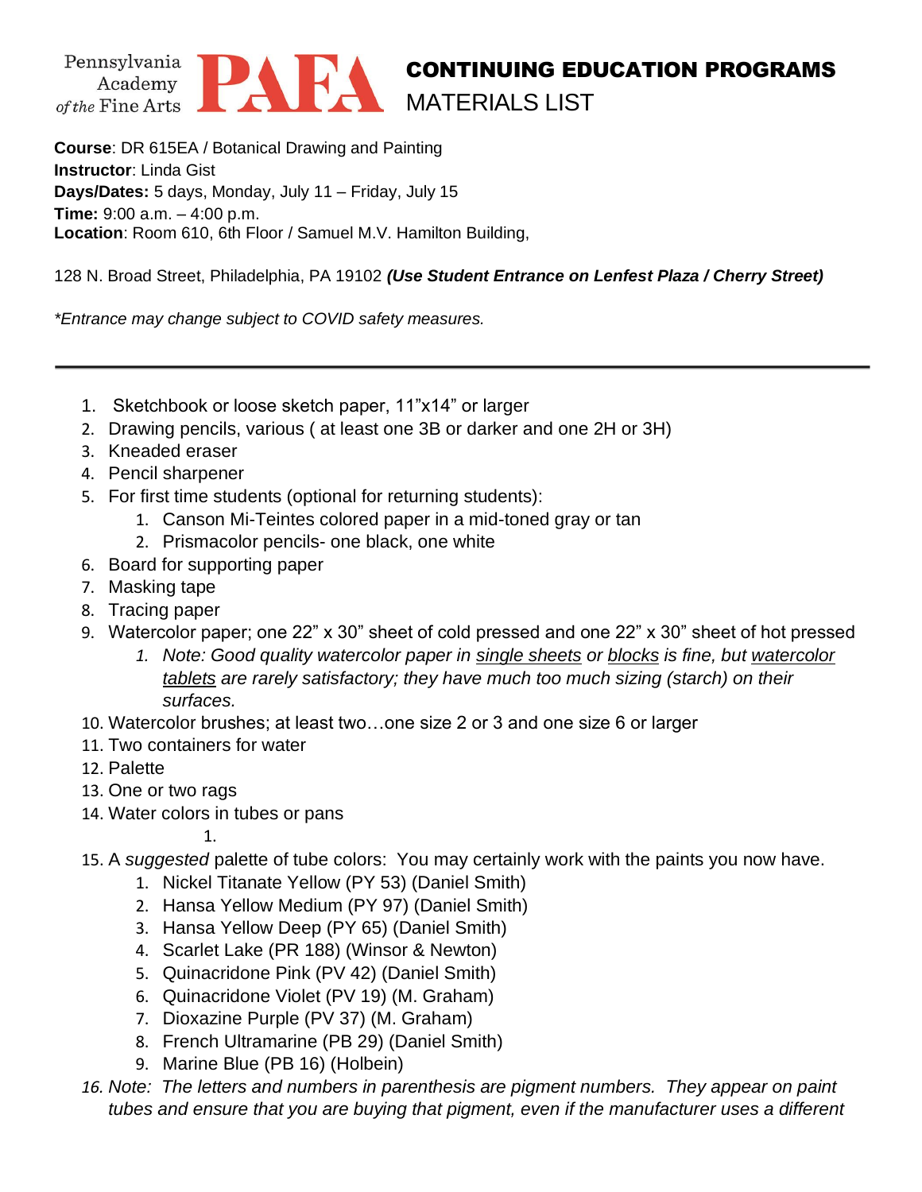Pennsylvania Academy of the Fine Arts **PAFA**

# CONTINUING EDUCATION PROGRAMS
## MATERIALS LIST

**Course**: DR 615EA / Botanical Drawing and Painting
**Instructor**: Linda Gist
**Days/Dates:** 5 days, Monday, July 11 – Friday, July 15
**Time:** 9:00 a.m. – 4:00 p.m.
**Location**: Room 610, 6th Floor / Samuel M.V. Hamilton Building,

128 N. Broad Street, Philadelphia, PA 19102 ***(Use Student Entrance on Lenfest Plaza / Cherry Street)***

*\*Entrance may change subject to COVID safety measures.*

---

1. Sketchbook or loose sketch paper, 11"x14" or larger
2. Drawing pencils, various ( at least one 3B or darker and one 2H or 3H)
3. Kneaded eraser
4. Pencil sharpener
5. For first time students (optional for returning students):
    1. Canson Mi-Teintes colored paper in a mid-toned gray or tan
    2. Prismacolor pencils- one black, one white
6. Board for supporting paper
7. Masking tape
8. Tracing paper
9. Watercolor paper; one 22" x 30" sheet of cold pressed and one 22" x 30" sheet of hot pressed
    1. *Note: Good quality watercolor paper in <u>single sheets</u> or <u>blocks</u> is fine, but <u>watercolor tablets</u> are rarely satisfactory; they have much too much sizing (starch) on their surfaces.*
10. Watercolor brushes; at least two…one size 2 or 3 and one size 6 or larger
11. Two containers for water
12. Palette
13. One or two rags
14. Water colors in tubes or pans
    1.
15. A *suggested* palette of tube colors: You may certainly work with the paints you now have.
    1. Nickel Titanate Yellow (PY 53) (Daniel Smith)
    2. Hansa Yellow Medium (PY 97) (Daniel Smith)
    3. Hansa Yellow Deep (PY 65) (Daniel Smith)
    4. Scarlet Lake (PR 188) (Winsor & Newton)
    5. Quinacridone Pink (PV 42) (Daniel Smith)
    6. Quinacridone Violet (PV 19) (M. Graham)
    7. Dioxazine Purple (PV 37) (M. Graham)
    8. French Ultramarine (PB 29) (Daniel Smith)
    9. Marine Blue (PB 16) (Holbein)
16. *Note: The letters and numbers in parenthesis are pigment numbers. They appear on paint tubes and ensure that you are buying that pigment, even if the manufacturer uses a different*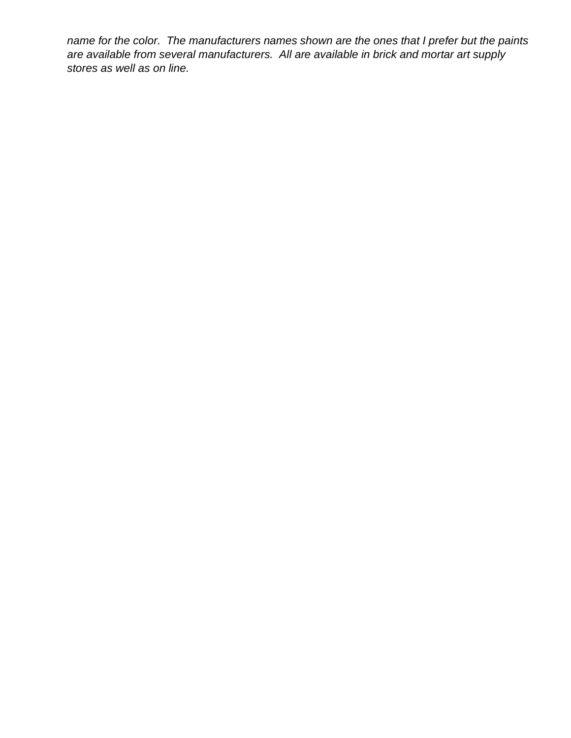*name for the color. The manufacturers names shown are the ones that I prefer but the paints are available from several manufacturers. All are available in brick and mortar art supply stores as well as on line.*